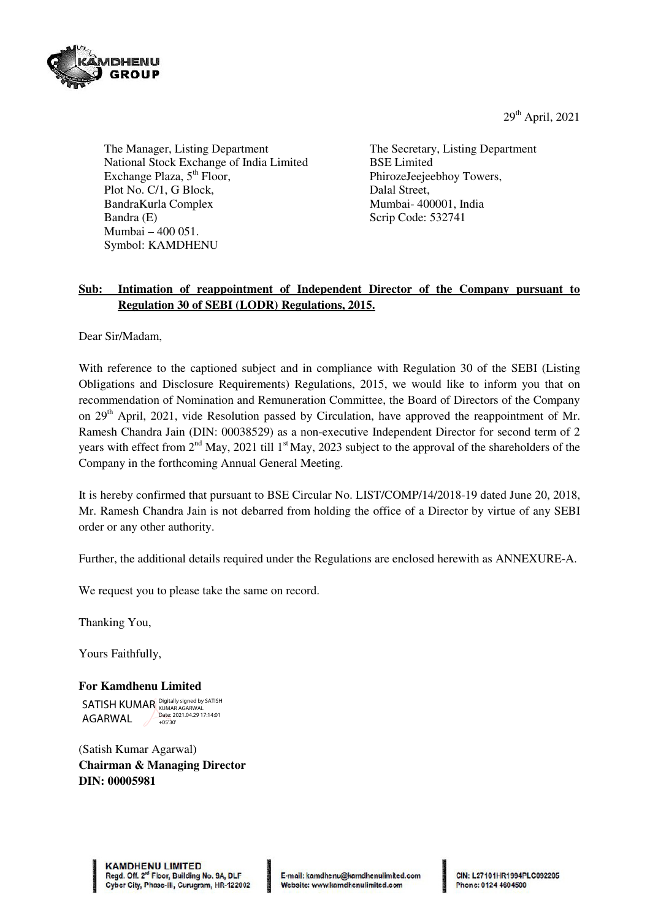29th April, 2021

The Manager, Listing Department
National Stock Exchange of India Limited
Exchange Plaza, 5th Floor,
Plot No. C/1, G Block,
BandraKurla Complex
Bandra (E)
Mumbai – 400 051.
Symbol: KAMDHENU

The Secretary, Listing Department
BSE Limited
PhirozeJeejeebhoy Towers,
Dalal Street,
Mumbai- 400001, India
Scrip Code: 532741

**Sub: Intimation of reappointment of Independent Director of the Company pursuant to Regulation 30 of SEBI (LODR) Regulations, 2015.**

Dear Sir/Madam,

With reference to the captioned subject and in compliance with Regulation 30 of the SEBI (Listing Obligations and Disclosure Requirements) Regulations, 2015, we would like to inform you that on recommendation of Nomination and Remuneration Committee, the Board of Directors of the Company on 29th April, 2021, vide Resolution passed by Circulation, have approved the reappointment of Mr. Ramesh Chandra Jain (DIN: 00038529) as a non-executive Independent Director for second term of 2 years with effect from 2nd May, 2021 till 1st May, 2023 subject to the approval of the shareholders of the Company in the forthcoming Annual General Meeting.

It is hereby confirmed that pursuant to BSE Circular No. LIST/COMP/14/2018-19 dated June 20, 2018, Mr. Ramesh Chandra Jain is not debarred from holding the office of a Director by virtue of any SEBI order or any other authority.

Further, the additional details required under the Regulations are enclosed herewith as ANNEXURE-A.

We request you to please take the same on record.

Thanking You,

Yours Faithfully,

**For Kamdhenu Limited**

SATISH KUMAR AGARWAL
Digitally signed by SATISH KUMAR AGARWAL
Date: 2021.04.29 17:14:01 +05'30'

(Satish Kumar Agarwal)
**Chairman & Managing Director**
**DIN: 00005981**

**KAMDHENU LIMITED**
Regd. Off. 2nd Floor, Building No. 9A, DLF Cyber City, Phase-III, Gurugram, HR-122002
E-mail: kamdhenu@kamdhenulimited.com
Website: www.kamdhenulimited.com
CIN: L27101HR1994PLC092205
Phone: 0124 4604500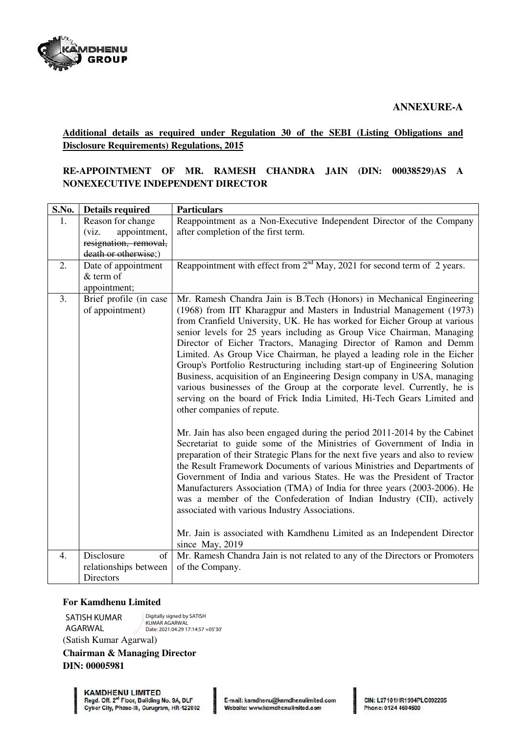## ANNEXURE-A

**Additional details as required under Regulation 30 of the SEBI (Listing Obligations and Disclosure Requirements) Regulations, 2015**

**RE-APPOINTMENT OF MR. RAMESH CHANDRA JAIN (DIN: 00038529)AS A NONEXECUTIVE INDEPENDENT DIRECTOR**

| S.No. | Details required | Particulars |
|---|---|---|
| 1. | Reason for change (viz. appointment, ~~resignation, removal, death or otherwise~~;) | Reappointment as a Non-Executive Independent Director of the Company after completion of the first term. |
| 2. | Date of appointment & term of appointment; | Reappointment with effect from 2nd May, 2021 for second term of 2 years. |
| 3. | Brief profile (in case of appointment) | Mr. Ramesh Chandra Jain is B.Tech (Honors) in Mechanical Engineering (1968) from IIT Kharagpur and Masters in Industrial Management (1973) from Cranfield University, UK. He has worked for Eicher Group at various senior levels for 25 years including as Group Vice Chairman, Managing Director of Eicher Tractors, Managing Director of Ramon and Demm Limited. As Group Vice Chairman, he played a leading role in the Eicher Group's Portfolio Restructuring including start-up of Engineering Solution Business, acquisition of an Engineering Design company in USA, managing various businesses of the Group at the corporate level. Currently, he is serving on the board of Frick India Limited, Hi-Tech Gears Limited and other companies of repute.<br><br>Mr. Jain has also been engaged during the period 2011-2014 by the Cabinet Secretariat to guide some of the Ministries of Government of India in preparation of their Strategic Plans for the next five years and also to review the Result Framework Documents of various Ministries and Departments of Government of India and various States. He was the President of Tractor Manufacturers Association (TMA) of India for three years (2003-2006). He was a member of the Confederation of Indian Industry (CII), actively associated with various Industry Associations.<br><br>Mr. Jain is associated with Kamdhenu Limited as an Independent Director since May, 2019 |
| 4. | Disclosure of relationships between Directors | Mr. Ramesh Chandra Jain is not related to any of the Directors or Promoters of the Company. |

**For Kamdhenu Limited**

SATISH KUMAR AGARWAL
Digitally signed by SATISH KUMAR AGARWAL
Date: 2021.04.29 17:14:57 +05'30'

(Satish Kumar Agarwal)

**Chairman & Managing Director**

**DIN: 00005981**

**KAMDHENU LIMITED**
Regd. Off. 2nd Floor, Building No. 9A, DLF Cyber City, Phase-III, Gurugram, HR-122002

E-mail: kamdhenu@kamdhenulimited.com
Website: www.kamdhenulimited.com

CIN: L27101HR1994PLC092205
Phone: 0124 4604500